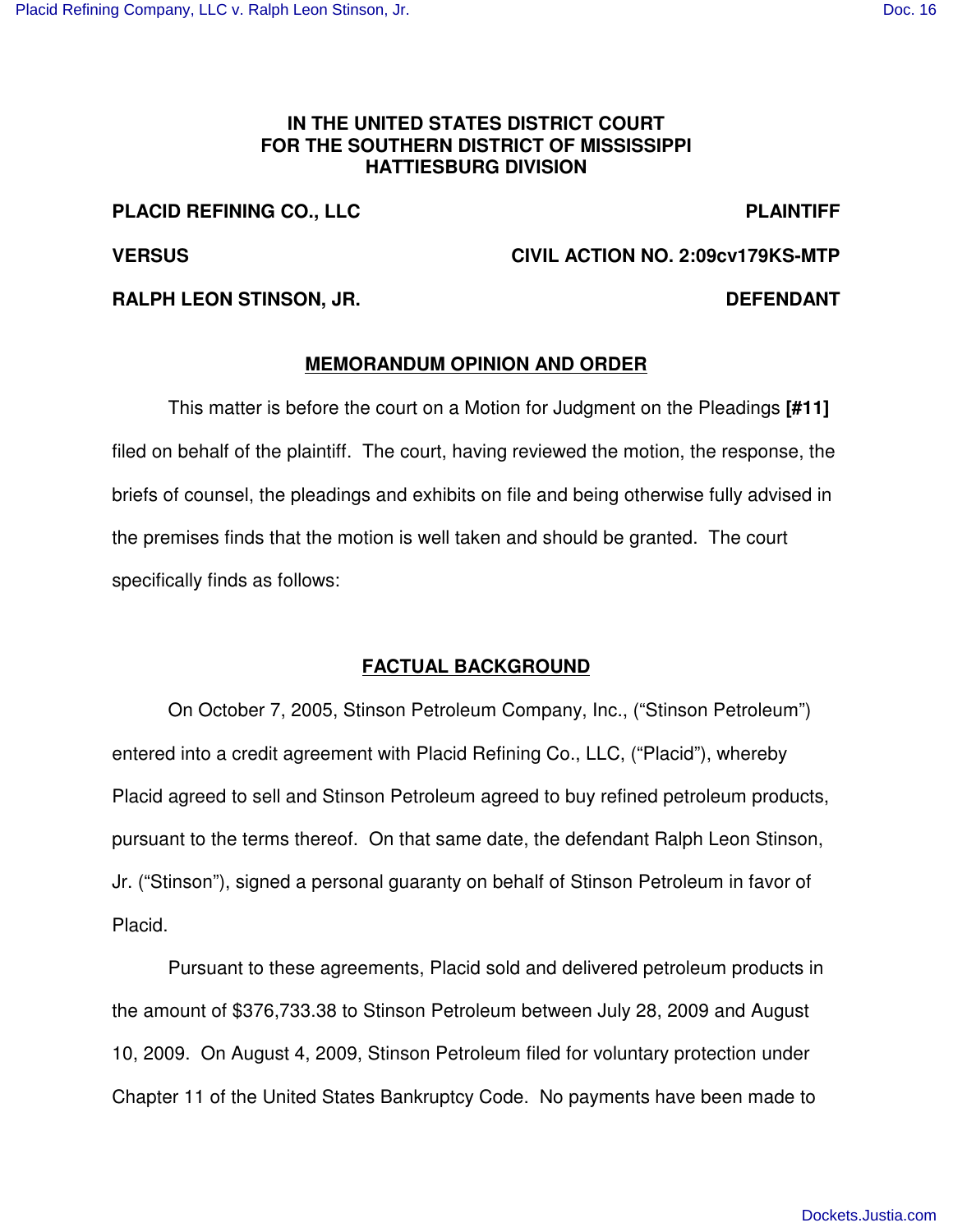**IN THE UNITED STATES DISTRICT COURT**
**FOR THE SOUTHERN DISTRICT OF MISSISSIPPI**
**HATTIESBURG DIVISION**

**PLACID REFINING CO., LLC** — **PLAINTIFF**

**VERSUS** — **CIVIL ACTION NO. 2:09cv179KS-MTP**

**RALPH LEON STINSON, JR.** — **DEFENDANT**

**MEMORANDUM OPINION AND ORDER**

This matter is before the court on a Motion for Judgment on the Pleadings **[#11]** filed on behalf of the plaintiff. The court, having reviewed the motion, the response, the briefs of counsel, the pleadings and exhibits on file and being otherwise fully advised in the premises finds that the motion is well taken and should be granted. The court specifically finds as follows:

**FACTUAL BACKGROUND**

On October 7, 2005, Stinson Petroleum Company, Inc., ("Stinson Petroleum") entered into a credit agreement with Placid Refining Co., LLC, ("Placid"), whereby Placid agreed to sell and Stinson Petroleum agreed to buy refined petroleum products, pursuant to the terms thereof. On that same date, the defendant Ralph Leon Stinson, Jr. ("Stinson"), signed a personal guaranty on behalf of Stinson Petroleum in favor of Placid.

Pursuant to these agreements, Placid sold and delivered petroleum products in the amount of $376,733.38 to Stinson Petroleum between July 28, 2009 and August 10, 2009. On August 4, 2009, Stinson Petroleum filed for voluntary protection under Chapter 11 of the United States Bankruptcy Code. No payments have been made to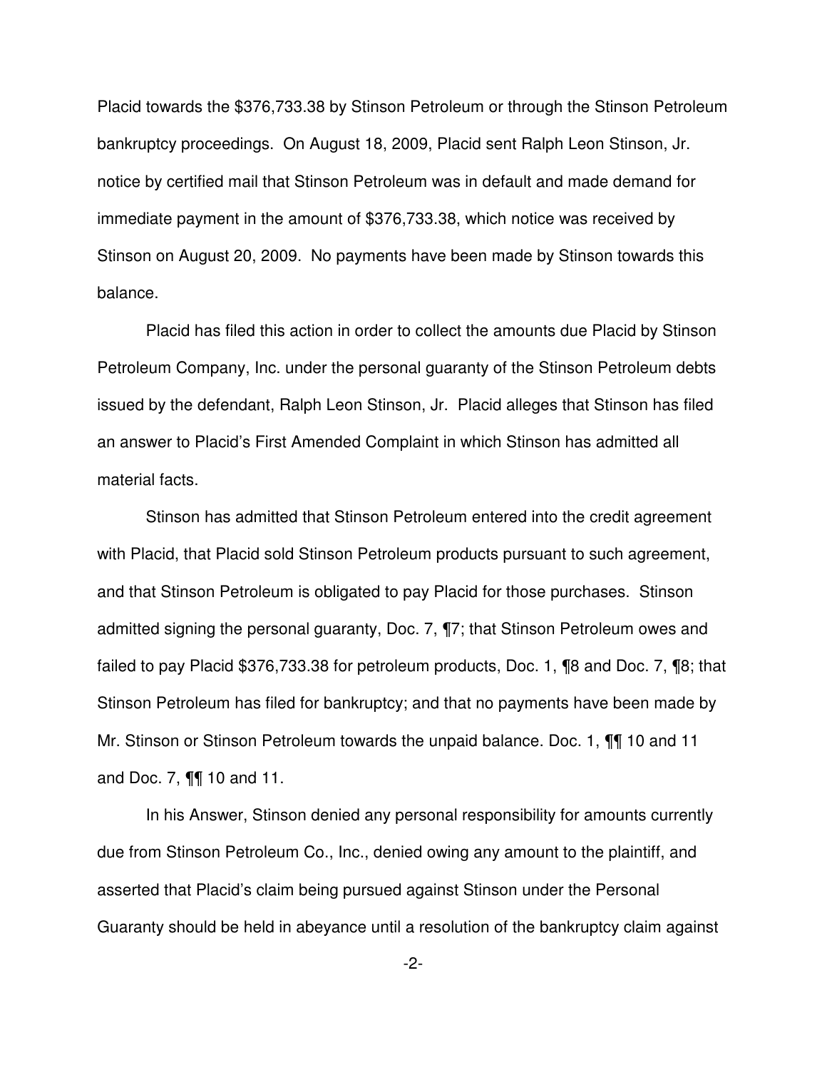Placid towards the $376,733.38 by Stinson Petroleum or through the Stinson Petroleum bankruptcy proceedings. On August 18, 2009, Placid sent Ralph Leon Stinson, Jr. notice by certified mail that Stinson Petroleum was in default and made demand for immediate payment in the amount of $376,733.38, which notice was received by Stinson on August 20, 2009. No payments have been made by Stinson towards this balance.

Placid has filed this action in order to collect the amounts due Placid by Stinson Petroleum Company, Inc. under the personal guaranty of the Stinson Petroleum debts issued by the defendant, Ralph Leon Stinson, Jr. Placid alleges that Stinson has filed an answer to Placid's First Amended Complaint in which Stinson has admitted all material facts.

Stinson has admitted that Stinson Petroleum entered into the credit agreement with Placid, that Placid sold Stinson Petroleum products pursuant to such agreement, and that Stinson Petroleum is obligated to pay Placid for those purchases. Stinson admitted signing the personal guaranty, Doc. 7, ¶7; that Stinson Petroleum owes and failed to pay Placid $376,733.38 for petroleum products, Doc. 1, ¶8 and Doc. 7, ¶8; that Stinson Petroleum has filed for bankruptcy; and that no payments have been made by Mr. Stinson or Stinson Petroleum towards the unpaid balance. Doc. 1, ¶¶ 10 and 11 and Doc. 7, ¶¶ 10 and 11.

In his Answer, Stinson denied any personal responsibility for amounts currently due from Stinson Petroleum Co., Inc., denied owing any amount to the plaintiff, and asserted that Placid's claim being pursued against Stinson under the Personal Guaranty should be held in abeyance until a resolution of the bankruptcy claim against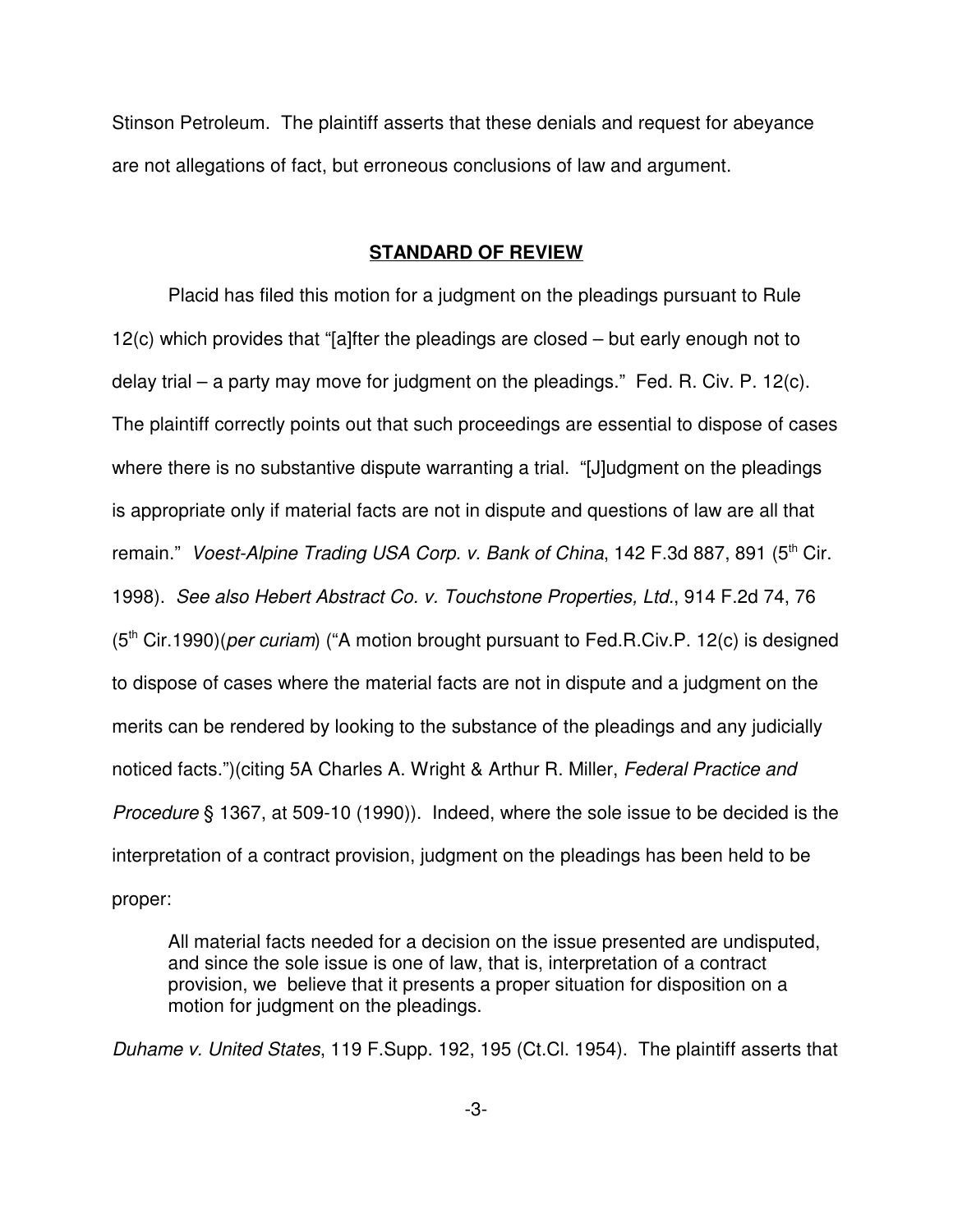Stinson Petroleum. The plaintiff asserts that these denials and request for abeyance are not allegations of fact, but erroneous conclusions of law and argument.

## STANDARD OF REVIEW

Placid has filed this motion for a judgment on the pleadings pursuant to Rule 12(c) which provides that "[a]fter the pleadings are closed – but early enough not to delay trial – a party may move for judgment on the pleadings." Fed. R. Civ. P. 12(c). The plaintiff correctly points out that such proceedings are essential to dispose of cases where there is no substantive dispute warranting a trial. "[J]udgment on the pleadings is appropriate only if material facts are not in dispute and questions of law are all that remain." *Voest-Alpine Trading USA Corp. v. Bank of China*, 142 F.3d 887, 891 (5th Cir. 1998). *See also Hebert Abstract Co. v. Touchstone Properties, Ltd.*, 914 F.2d 74, 76 (5th Cir.1990)(*per curiam*) ("A motion brought pursuant to Fed.R.Civ.P. 12(c) is designed to dispose of cases where the material facts are not in dispute and a judgment on the merits can be rendered by looking to the substance of the pleadings and any judicially noticed facts.")(citing 5A Charles A. Wright & Arthur R. Miller, *Federal Practice and Procedure* § 1367, at 509-10 (1990)). Indeed, where the sole issue to be decided is the interpretation of a contract provision, judgment on the pleadings has been held to be proper:

> All material facts needed for a decision on the issue presented are undisputed, and since the sole issue is one of law, that is, interpretation of a contract provision, we believe that it presents a proper situation for disposition on a motion for judgment on the pleadings.

*Duhame v. United States*, 119 F.Supp. 192, 195 (Ct.Cl. 1954). The plaintiff asserts that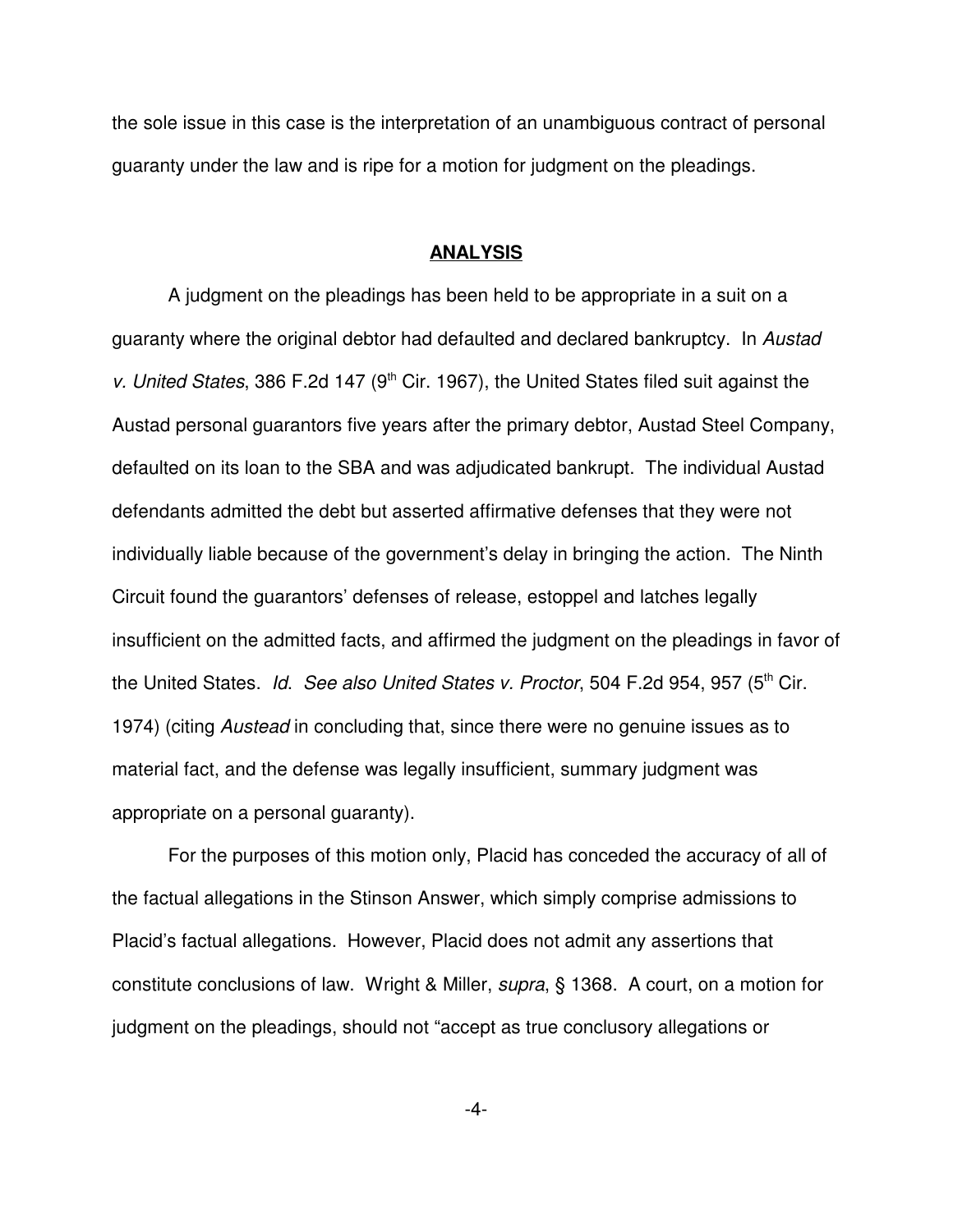the sole issue in this case is the interpretation of an unambiguous contract of personal guaranty under the law and is ripe for a motion for judgment on the pleadings.

## ANALYSIS

A judgment on the pleadings has been held to be appropriate in a suit on a guaranty where the original debtor had defaulted and declared bankruptcy. In *Austad v. United States*, 386 F.2d 147 (9th Cir. 1967), the United States filed suit against the Austad personal guarantors five years after the primary debtor, Austad Steel Company, defaulted on its loan to the SBA and was adjudicated bankrupt. The individual Austad defendants admitted the debt but asserted affirmative defenses that they were not individually liable because of the government's delay in bringing the action. The Ninth Circuit found the guarantors' defenses of release, estoppel and latches legally insufficient on the admitted facts, and affirmed the judgment on the pleadings in favor of the United States. *Id*. *See also United States v. Proctor*, 504 F.2d 954, 957 (5th Cir. 1974) (citing *Austead* in concluding that, since there were no genuine issues as to material fact, and the defense was legally insufficient, summary judgment was appropriate on a personal guaranty).

For the purposes of this motion only, Placid has conceded the accuracy of all of the factual allegations in the Stinson Answer, which simply comprise admissions to Placid's factual allegations. However, Placid does not admit any assertions that constitute conclusions of law. Wright & Miller, *supra*, § 1368. A court, on a motion for judgment on the pleadings, should not "accept as true conclusory allegations or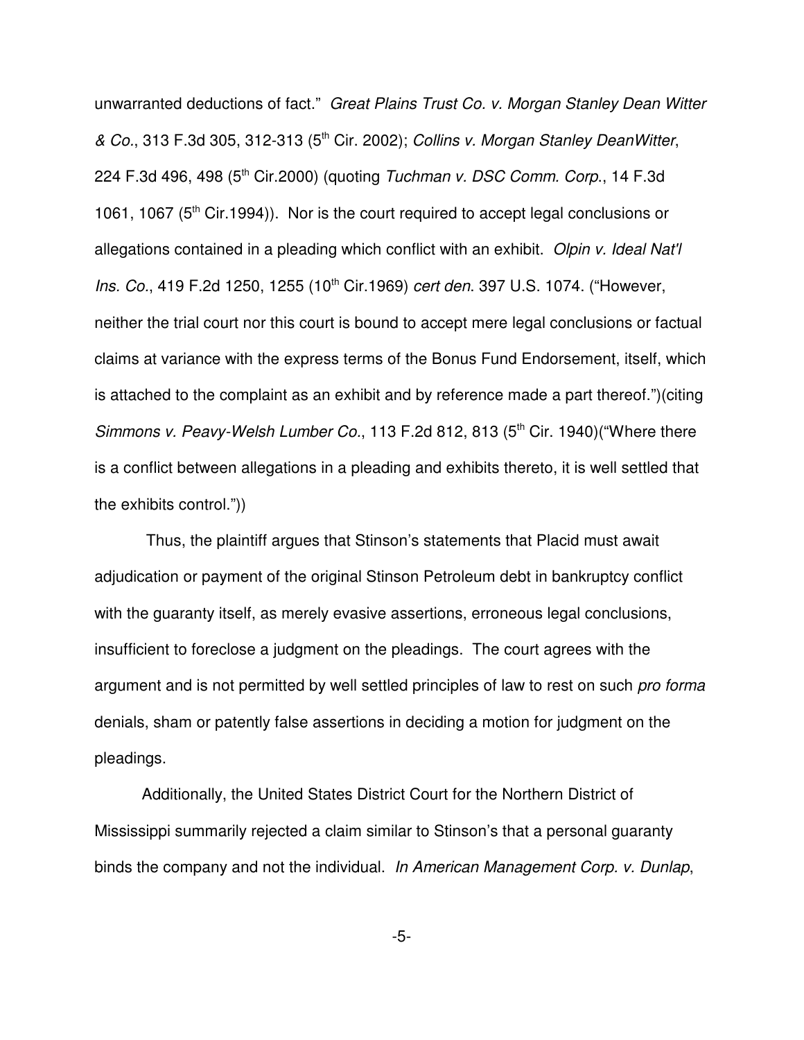unwarranted deductions of fact." *Great Plains Trust Co. v. Morgan Stanley Dean Witter & Co.*, 313 F.3d 305, 312-313 (5th Cir. 2002); *Collins v. Morgan Stanley DeanWitter*, 224 F.3d 496, 498 (5th Cir.2000) (quoting *Tuchman v. DSC Comm. Corp.*, 14 F.3d 1061, 1067 (5th Cir.1994)). Nor is the court required to accept legal conclusions or allegations contained in a pleading which conflict with an exhibit. *Olpin v. Ideal Nat'l Ins. Co.*, 419 F.2d 1250, 1255 (10th Cir.1969) *cert den*. 397 U.S. 1074. ("However, neither the trial court nor this court is bound to accept mere legal conclusions or factual claims at variance with the express terms of the Bonus Fund Endorsement, itself, which is attached to the complaint as an exhibit and by reference made a part thereof.")(citing *Simmons v. Peavy-Welsh Lumber Co.*, 113 F.2d 812, 813 (5th Cir. 1940)("Where there is a conflict between allegations in a pleading and exhibits thereto, it is well settled that the exhibits control."))

Thus, the plaintiff argues that Stinson's statements that Placid must await adjudication or payment of the original Stinson Petroleum debt in bankruptcy conflict with the guaranty itself, as merely evasive assertions, erroneous legal conclusions, insufficient to foreclose a judgment on the pleadings. The court agrees with the argument and is not permitted by well settled principles of law to rest on such *pro forma* denials, sham or patently false assertions in deciding a motion for judgment on the pleadings.

Additionally, the United States District Court for the Northern District of Mississippi summarily rejected a claim similar to Stinson's that a personal guaranty binds the company and not the individual. *In American Management Corp. v. Dunlap*,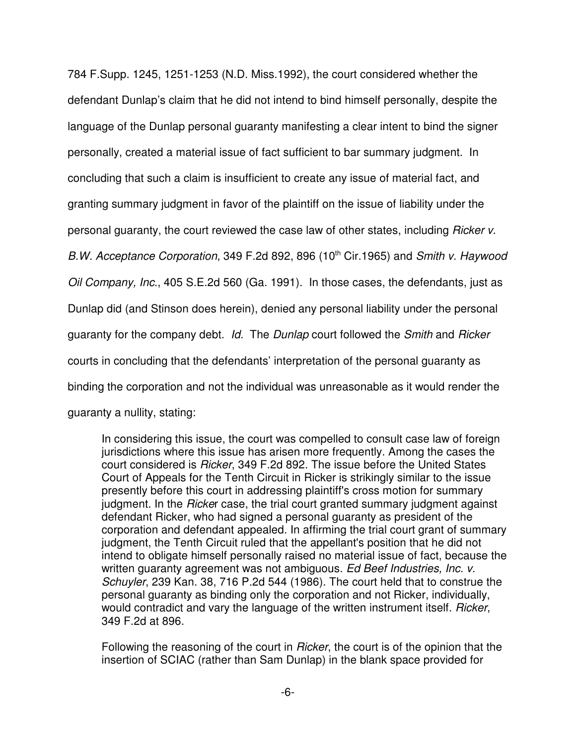784 F.Supp. 1245, 1251-1253 (N.D. Miss.1992), the court considered whether the defendant Dunlap's claim that he did not intend to bind himself personally, despite the language of the Dunlap personal guaranty manifesting a clear intent to bind the signer personally, created a material issue of fact sufficient to bar summary judgment. In concluding that such a claim is insufficient to create any issue of material fact, and granting summary judgment in favor of the plaintiff on the issue of liability under the personal guaranty, the court reviewed the case law of other states, including *Ricker v. B.W. Acceptance Corporation*, 349 F.2d 892, 896 (10th Cir.1965) and *Smith v. Haywood Oil Company, Inc.*, 405 S.E.2d 560 (Ga. 1991). In those cases, the defendants, just as Dunlap did (and Stinson does herein), denied any personal liability under the personal guaranty for the company debt. *Id.* The *Dunlap* court followed the *Smith* and *Ricker* courts in concluding that the defendants' interpretation of the personal guaranty as binding the corporation and not the individual was unreasonable as it would render the guaranty a nullity, stating:

> In considering this issue, the court was compelled to consult case law of foreign jurisdictions where this issue has arisen more frequently. Among the cases the court considered is *Ricker*, 349 F.2d 892. The issue before the United States Court of Appeals for the Tenth Circuit in Ricker is strikingly similar to the issue presently before this court in addressing plaintiff's cross motion for summary judgment. In the *Ricker* case, the trial court granted summary judgment against defendant Ricker, who had signed a personal guaranty as president of the corporation and defendant appealed. In affirming the trial court grant of summary judgment, the Tenth Circuit ruled that the appellant's position that he did not intend to obligate himself personally raised no material issue of fact, because the written guaranty agreement was not ambiguous. *Ed Beef Industries, Inc. v. Schuyler*, 239 Kan. 38, 716 P.2d 544 (1986). The court held that to construe the personal guaranty as binding only the corporation and not Ricker, individually, would contradict and vary the language of the written instrument itself. *Ricker*, 349 F.2d at 896.
>
> Following the reasoning of the court in *Ricker*, the court is of the opinion that the insertion of SCIAC (rather than Sam Dunlap) in the blank space provided for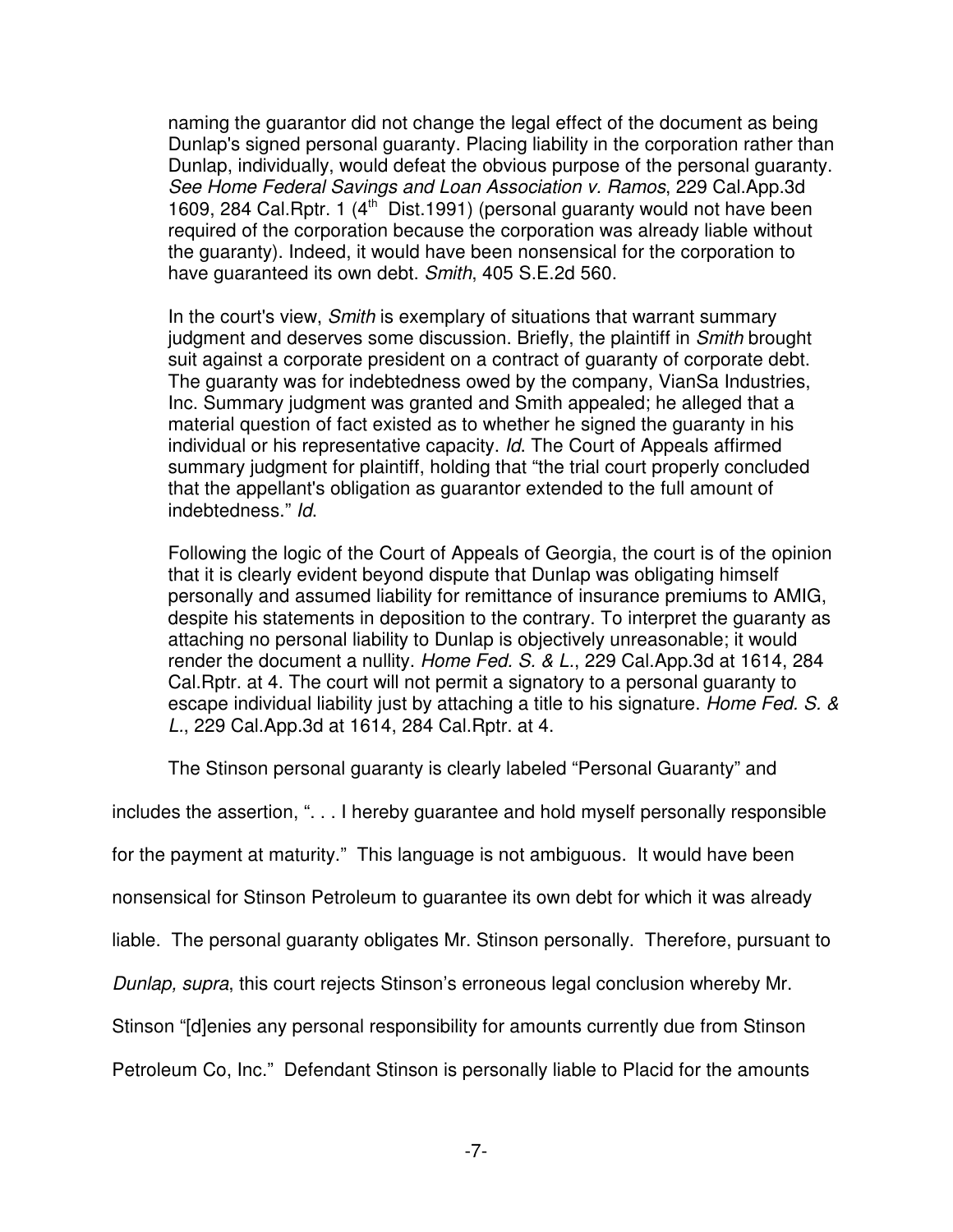naming the guarantor did not change the legal effect of the document as being Dunlap's signed personal guaranty. Placing liability in the corporation rather than Dunlap, individually, would defeat the obvious purpose of the personal guaranty. *See Home Federal Savings and Loan Association v. Ramos*, 229 Cal.App.3d 1609, 284 Cal.Rptr. 1 (4th Dist.1991) (personal guaranty would not have been required of the corporation because the corporation was already liable without the guaranty). Indeed, it would have been nonsensical for the corporation to have guaranteed its own debt. *Smith*, 405 S.E.2d 560.

In the court's view, *Smith* is exemplary of situations that warrant summary judgment and deserves some discussion. Briefly, the plaintiff in *Smith* brought suit against a corporate president on a contract of guaranty of corporate debt. The guaranty was for indebtedness owed by the company, VianSa Industries, Inc. Summary judgment was granted and Smith appealed; he alleged that a material question of fact existed as to whether he signed the guaranty in his individual or his representative capacity. *Id*. The Court of Appeals affirmed summary judgment for plaintiff, holding that "the trial court properly concluded that the appellant's obligation as guarantor extended to the full amount of indebtedness." *Id*.

Following the logic of the Court of Appeals of Georgia, the court is of the opinion that it is clearly evident beyond dispute that Dunlap was obligating himself personally and assumed liability for remittance of insurance premiums to AMIG, despite his statements in deposition to the contrary. To interpret the guaranty as attaching no personal liability to Dunlap is objectively unreasonable; it would render the document a nullity. *Home Fed. S. & L.*, 229 Cal.App.3d at 1614, 284 Cal.Rptr. at 4. The court will not permit a signatory to a personal guaranty to escape individual liability just by attaching a title to his signature. *Home Fed. S. & L.*, 229 Cal.App.3d at 1614, 284 Cal.Rptr. at 4.

The Stinson personal guaranty is clearly labeled "Personal Guaranty" and includes the assertion, ". . . I hereby guarantee and hold myself personally responsible for the payment at maturity." This language is not ambiguous. It would have been nonsensical for Stinson Petroleum to guarantee its own debt for which it was already liable. The personal guaranty obligates Mr. Stinson personally. Therefore, pursuant to *Dunlap, supra*, this court rejects Stinson's erroneous legal conclusion whereby Mr. Stinson "[d]enies any personal responsibility for amounts currently due from Stinson Petroleum Co, Inc." Defendant Stinson is personally liable to Placid for the amounts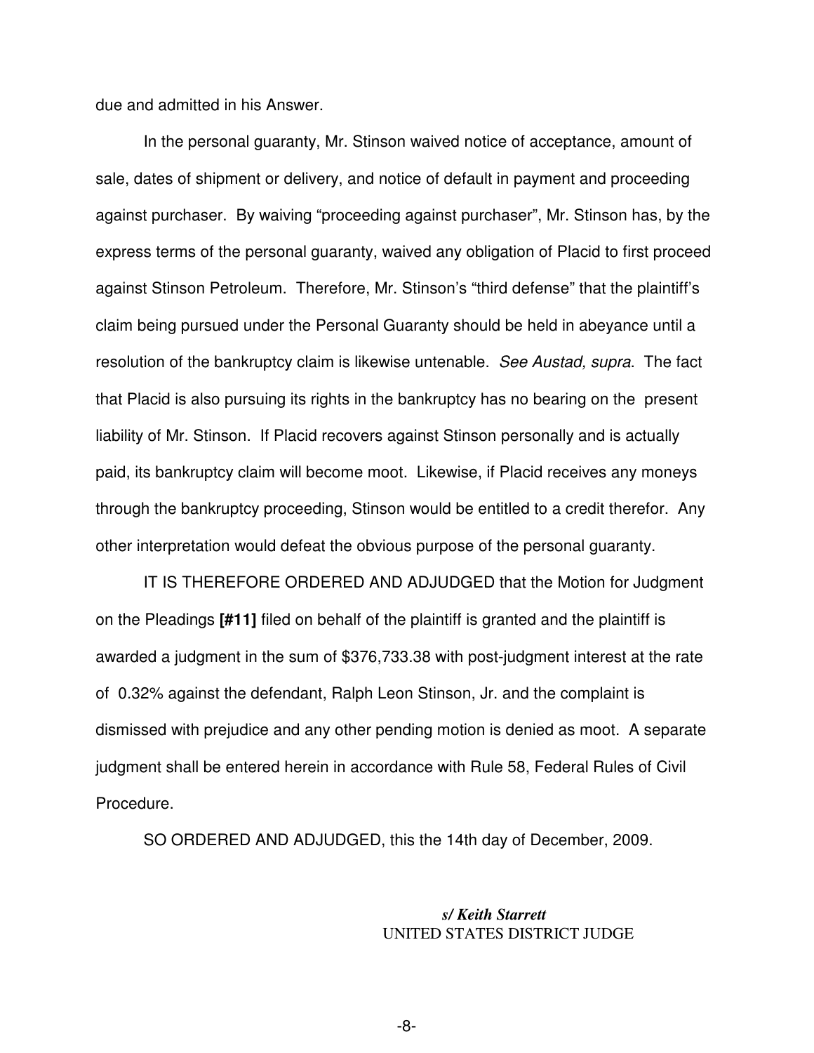due and admitted in his Answer.

In the personal guaranty, Mr. Stinson waived notice of acceptance, amount of sale, dates of shipment or delivery, and notice of default in payment and proceeding against purchaser. By waiving "proceeding against purchaser", Mr. Stinson has, by the express terms of the personal guaranty, waived any obligation of Placid to first proceed against Stinson Petroleum. Therefore, Mr. Stinson's "third defense" that the plaintiff's claim being pursued under the Personal Guaranty should be held in abeyance until a resolution of the bankruptcy claim is likewise untenable. *See Austad, supra*. The fact that Placid is also pursuing its rights in the bankruptcy has no bearing on the present liability of Mr. Stinson. If Placid recovers against Stinson personally and is actually paid, its bankruptcy claim will become moot. Likewise, if Placid receives any moneys through the bankruptcy proceeding, Stinson would be entitled to a credit therefor. Any other interpretation would defeat the obvious purpose of the personal guaranty.

IT IS THEREFORE ORDERED AND ADJUDGED that the Motion for Judgment on the Pleadings **[#11]** filed on behalf of the plaintiff is granted and the plaintiff is awarded a judgment in the sum of $376,733.38 with post-judgment interest at the rate of 0.32% against the defendant, Ralph Leon Stinson, Jr. and the complaint is dismissed with prejudice and any other pending motion is denied as moot. A separate judgment shall be entered herein in accordance with Rule 58, Federal Rules of Civil Procedure.

SO ORDERED AND ADJUDGED, this the 14th day of December, 2009.

***s/ Keith Starrett***
UNITED STATES DISTRICT JUDGE